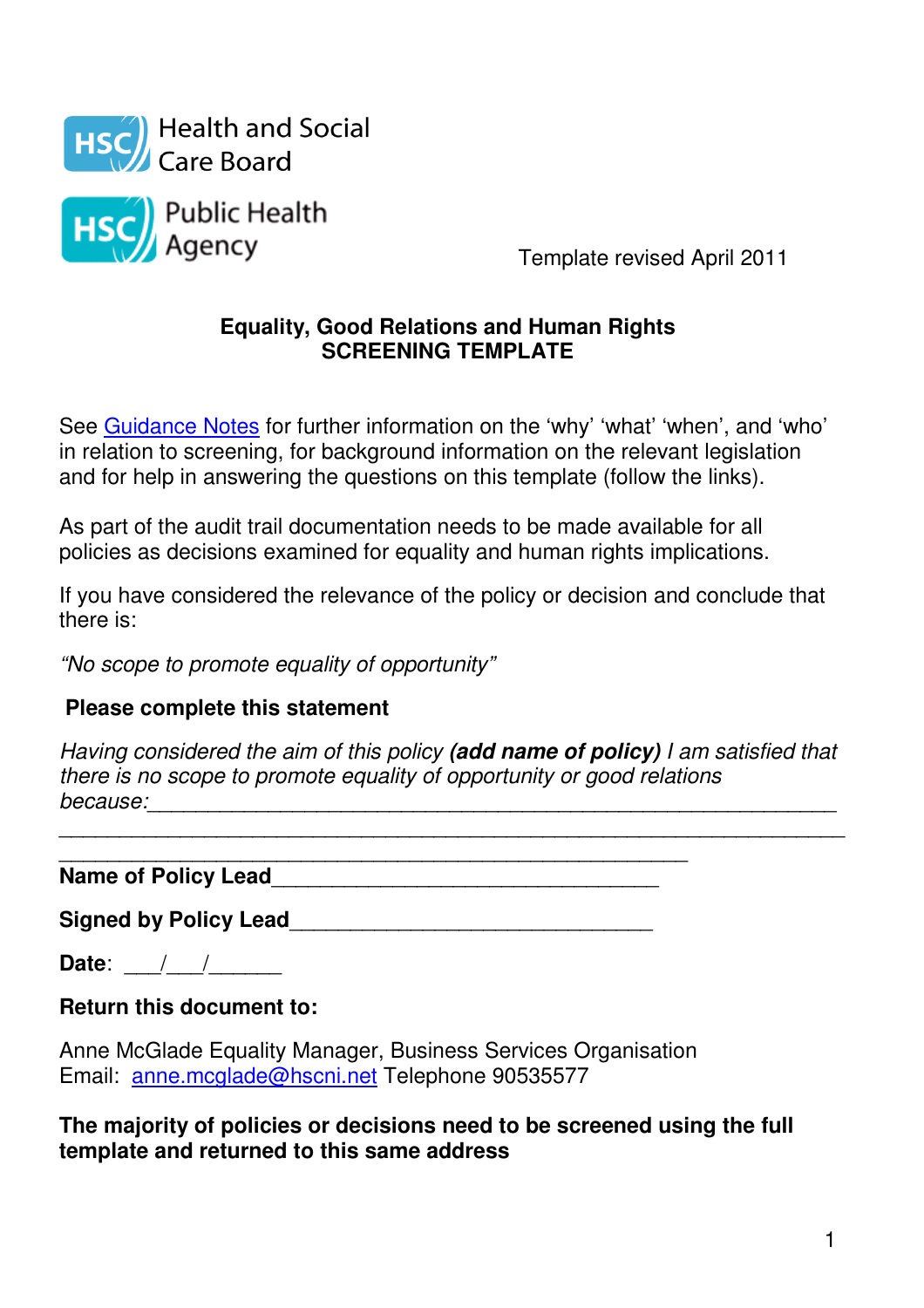Health and Social Care Board

Public Health Agency

Template revised April 2011

# Equality, Good Relations and Human Rights SCREENING TEMPLATE

See Guidance Notes for further information on the 'why' 'what' 'when', and 'who' in relation to screening, for background information on the relevant legislation and for help in answering the questions on this template (follow the links).

As part of the audit trail documentation needs to be made available for all policies as decisions examined for equality and human rights implications.

If you have considered the relevance of the policy or decision and conclude that there is:

*"No scope to promote equality of opportunity"*

**Please complete this statement**

*Having considered the aim of this policy* ***(add name of policy)*** *I am satisfied that there is no scope to promote equality of opportunity or good relations because:*______________________________________________________________
______________________________________________________________________
_____________________________________________________

**Name of Policy Lead**_________________________________

**Signed by Policy Lead**_______________________________

**Date**: ___/___/______

**Return this document to:**

Anne McGlade Equality Manager, Business Services Organisation
Email: anne.mcglade@hscni.net Telephone 90535577

**The majority of policies or decisions need to be screened using the full template and returned to this same address**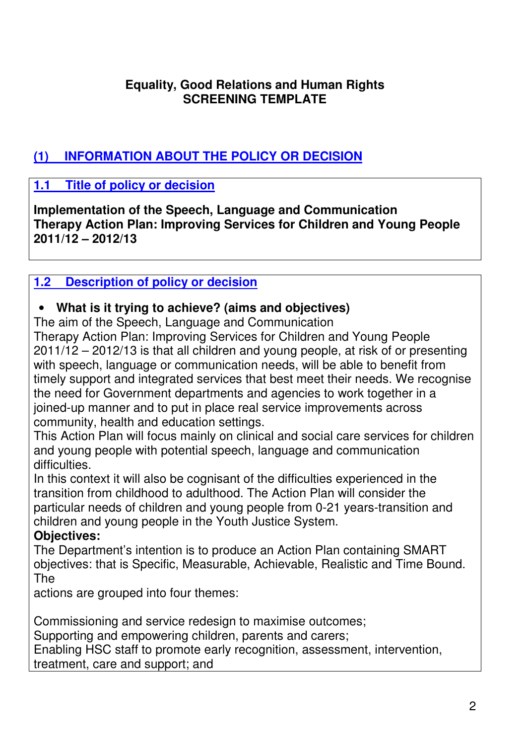# Equality, Good Relations and Human Rights
# SCREENING TEMPLATE

## (1) INFORMATION ABOUT THE POLICY OR DECISION

### 1.1 Title of policy or decision

**Implementation of the Speech, Language and Communication Therapy Action Plan: Improving Services for Children and Young People 2011/12 – 2012/13**

### 1.2 Description of policy or decision

- **What is it trying to achieve? (aims and objectives)**

The aim of the Speech, Language and Communication Therapy Action Plan: Improving Services for Children and Young People 2011/12 – 2012/13 is that all children and young people, at risk of or presenting with speech, language or communication needs, will be able to benefit from timely support and integrated services that best meet their needs. We recognise the need for Government departments and agencies to work together in a joined-up manner and to put in place real service improvements across community, health and education settings.

This Action Plan will focus mainly on clinical and social care services for children and young people with potential speech, language and communication difficulties.

In this context it will also be cognisant of the difficulties experienced in the transition from childhood to adulthood. The Action Plan will consider the particular needs of children and young people from 0-21 years-transition and children and young people in the Youth Justice System.

**Objectives:**

The Department's intention is to produce an Action Plan containing SMART objectives: that is Specific, Measurable, Achievable, Realistic and Time Bound. The actions are grouped into four themes:

Commissioning and service redesign to maximise outcomes;
Supporting and empowering children, parents and carers;
Enabling HSC staff to promote early recognition, assessment, intervention, treatment, care and support; and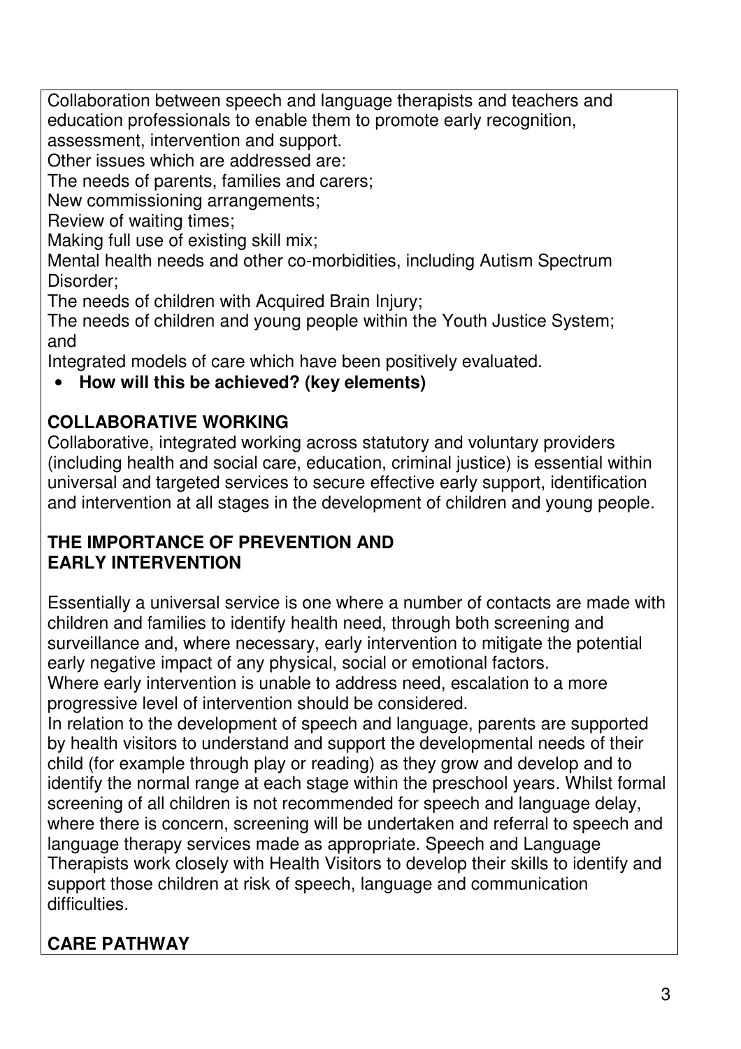Collaboration between speech and language therapists and teachers and education professionals to enable them to promote early recognition, assessment, intervention and support.

Other issues which are addressed are:

The needs of parents, families and carers;

New commissioning arrangements;

Review of waiting times;

Making full use of existing skill mix;

Mental health needs and other co-morbidities, including Autism Spectrum Disorder;

The needs of children with Acquired Brain Injury;

The needs of children and young people within the Youth Justice System; and

Integrated models of care which have been positively evaluated.

- **How will this be achieved? (key elements)**

**COLLABORATIVE WORKING**

Collaborative, integrated working across statutory and voluntary providers (including health and social care, education, criminal justice) is essential within universal and targeted services to secure effective early support, identification and intervention at all stages in the development of children and young people.

**THE IMPORTANCE OF PREVENTION AND EARLY INTERVENTION**

Essentially a universal service is one where a number of contacts are made with children and families to identify health need, through both screening and surveillance and, where necessary, early intervention to mitigate the potential early negative impact of any physical, social or emotional factors.

Where early intervention is unable to address need, escalation to a more progressive level of intervention should be considered.

In relation to the development of speech and language, parents are supported by health visitors to understand and support the developmental needs of their child (for example through play or reading) as they grow and develop and to identify the normal range at each stage within the preschool years. Whilst formal screening of all children is not recommended for speech and language delay, where there is concern, screening will be undertaken and referral to speech and language therapy services made as appropriate. Speech and Language Therapists work closely with Health Visitors to develop their skills to identify and support those children at risk of speech, language and communication difficulties.

**CARE PATHWAY**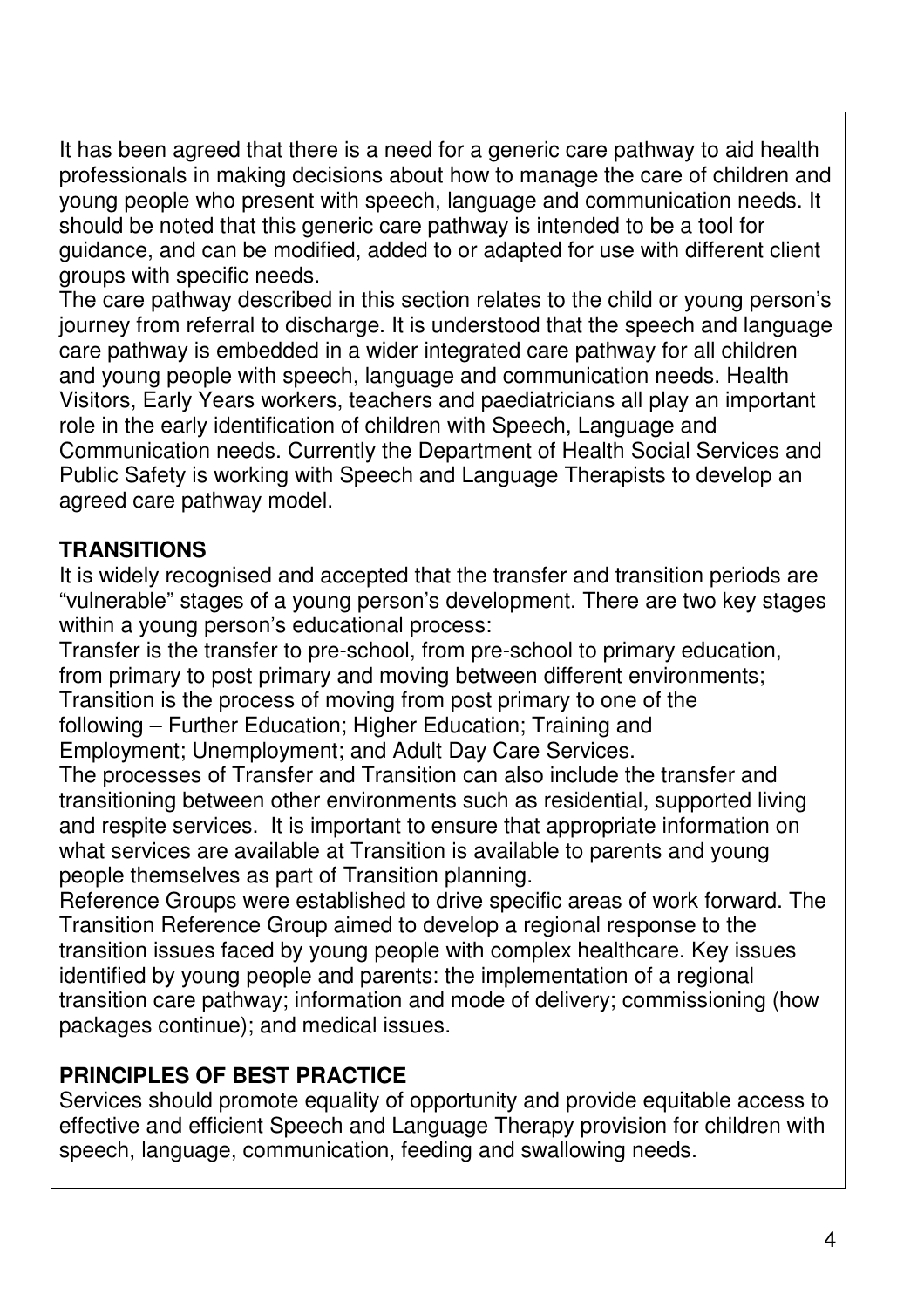It has been agreed that there is a need for a generic care pathway to aid health professionals in making decisions about how to manage the care of children and young people who present with speech, language and communication needs. It should be noted that this generic care pathway is intended to be a tool for guidance, and can be modified, added to or adapted for use with different client groups with specific needs.

The care pathway described in this section relates to the child or young person's journey from referral to discharge. It is understood that the speech and language care pathway is embedded in a wider integrated care pathway for all children and young people with speech, language and communication needs. Health Visitors, Early Years workers, teachers and paediatricians all play an important role in the early identification of children with Speech, Language and Communication needs. Currently the Department of Health Social Services and Public Safety is working with Speech and Language Therapists to develop an agreed care pathway model.

**TRANSITIONS**

It is widely recognised and accepted that the transfer and transition periods are "vulnerable" stages of a young person's development. There are two key stages within a young person's educational process:

Transfer is the transfer to pre-school, from pre-school to primary education, from primary to post primary and moving between different environments;

Transition is the process of moving from post primary to one of the following – Further Education; Higher Education; Training and Employment; Unemployment; and Adult Day Care Services.

The processes of Transfer and Transition can also include the transfer and transitioning between other environments such as residential, supported living and respite services. It is important to ensure that appropriate information on what services are available at Transition is available to parents and young people themselves as part of Transition planning.

Reference Groups were established to drive specific areas of work forward. The Transition Reference Group aimed to develop a regional response to the transition issues faced by young people with complex healthcare. Key issues identified by young people and parents: the implementation of a regional transition care pathway; information and mode of delivery; commissioning (how packages continue); and medical issues.

**PRINCIPLES OF BEST PRACTICE**

Services should promote equality of opportunity and provide equitable access to effective and efficient Speech and Language Therapy provision for children with speech, language, communication, feeding and swallowing needs.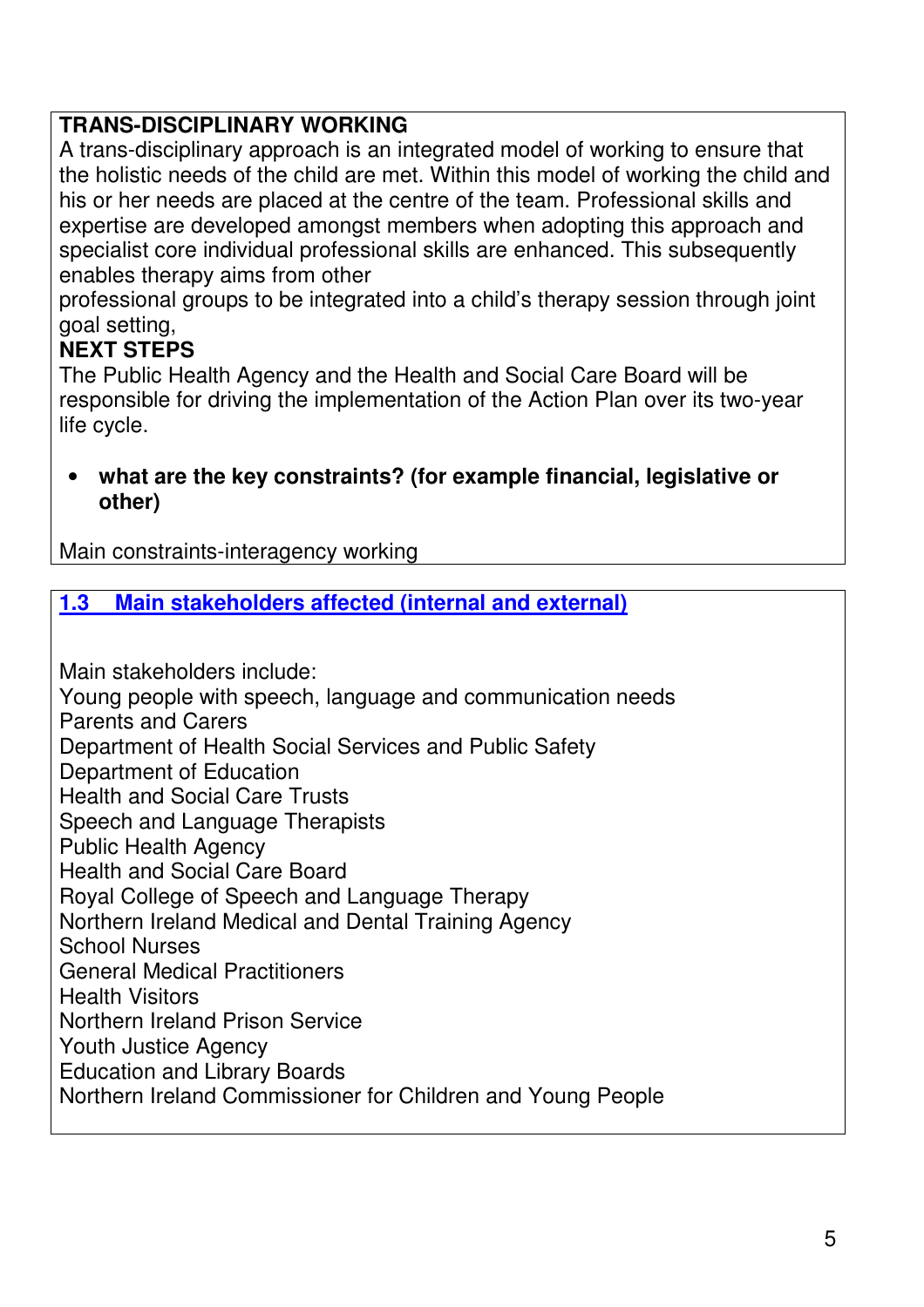**TRANS-DISCIPLINARY WORKING**

A trans-disciplinary approach is an integrated model of working to ensure that the holistic needs of the child are met. Within this model of working the child and his or her needs are placed at the centre of the team. Professional skills and expertise are developed amongst members when adopting this approach and specialist core individual professional skills are enhanced. This subsequently enables therapy aims from other professional groups to be integrated into a child's therapy session through joint goal setting,

**NEXT STEPS**

The Public Health Agency and the Health and Social Care Board will be responsible for driving the implementation of the Action Plan over its two-year life cycle.

- **what are the key constraints? (for example financial, legislative or other)**

Main constraints-interagency working

## 1.3 Main stakeholders affected (internal and external)

Main stakeholders include:

Young people with speech, language and communication needs
Parents and Carers
Department of Health Social Services and Public Safety
Department of Education
Health and Social Care Trusts
Speech and Language Therapists
Public Health Agency
Health and Social Care Board
Royal College of Speech and Language Therapy
Northern Ireland Medical and Dental Training Agency
School Nurses
General Medical Practitioners
Health Visitors
Northern Ireland Prison Service
Youth Justice Agency
Education and Library Boards
Northern Ireland Commissioner for Children and Young People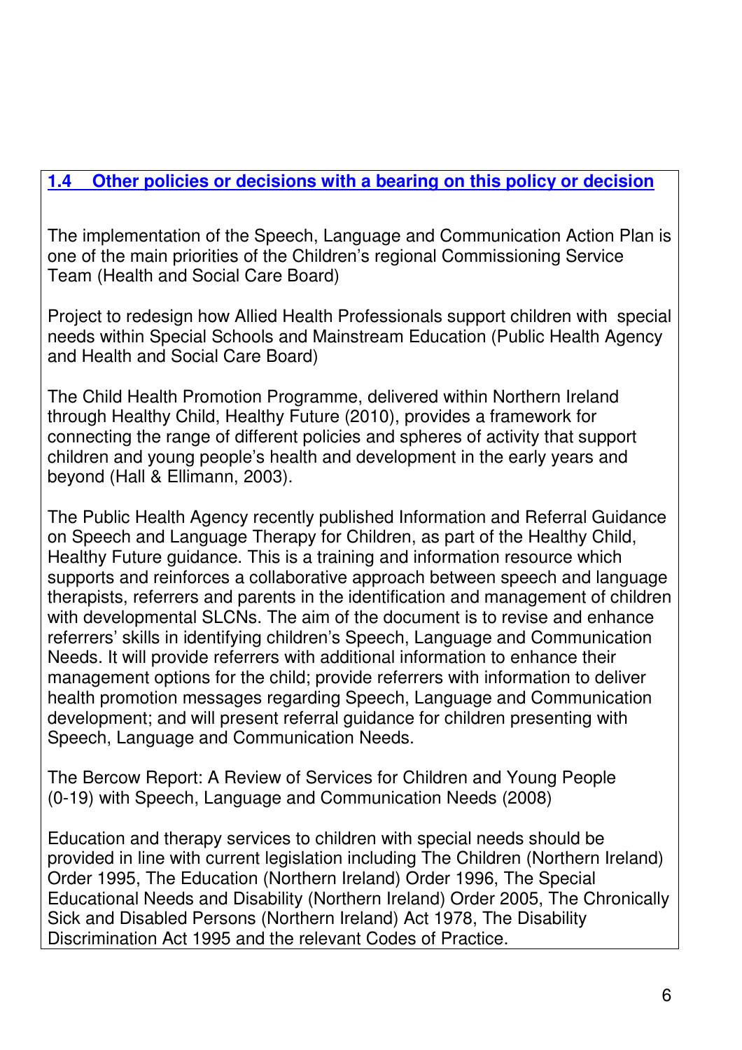## 1.4 Other policies or decisions with a bearing on this policy or decision

The implementation of the Speech, Language and Communication Action Plan is one of the main priorities of the Children's regional Commissioning Service Team (Health and Social Care Board)

Project to redesign how Allied Health Professionals support children with special needs within Special Schools and Mainstream Education (Public Health Agency and Health and Social Care Board)

The Child Health Promotion Programme, delivered within Northern Ireland through Healthy Child, Healthy Future (2010), provides a framework for connecting the range of different policies and spheres of activity that support children and young people's health and development in the early years and beyond (Hall & Ellimann, 2003).

The Public Health Agency recently published Information and Referral Guidance on Speech and Language Therapy for Children, as part of the Healthy Child, Healthy Future guidance. This is a training and information resource which supports and reinforces a collaborative approach between speech and language therapists, referrers and parents in the identification and management of children with developmental SLCNs. The aim of the document is to revise and enhance referrers' skills in identifying children's Speech, Language and Communication Needs. It will provide referrers with additional information to enhance their management options for the child; provide referrers with information to deliver health promotion messages regarding Speech, Language and Communication development; and will present referral guidance for children presenting with Speech, Language and Communication Needs.

The Bercow Report: A Review of Services for Children and Young People (0-19) with Speech, Language and Communication Needs (2008)

Education and therapy services to children with special needs should be provided in line with current legislation including The Children (Northern Ireland) Order 1995, The Education (Northern Ireland) Order 1996, The Special Educational Needs and Disability (Northern Ireland) Order 2005, The Chronically Sick and Disabled Persons (Northern Ireland) Act 1978, The Disability Discrimination Act 1995 and the relevant Codes of Practice.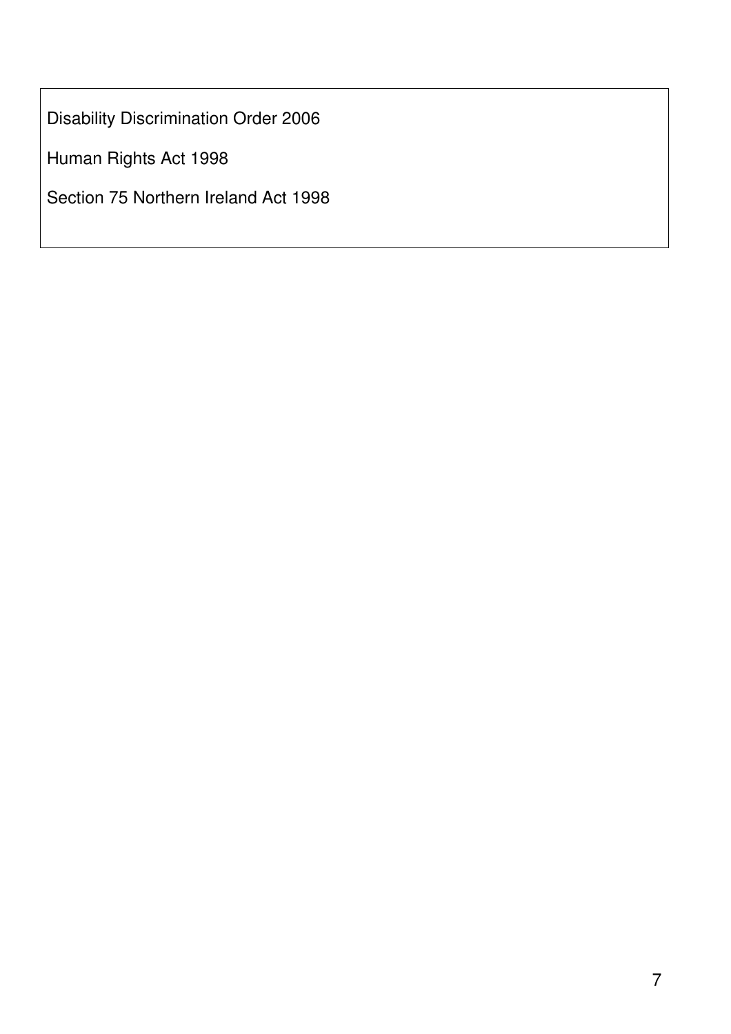Disability Discrimination Order 2006

Human Rights Act 1998

Section 75 Northern Ireland Act 1998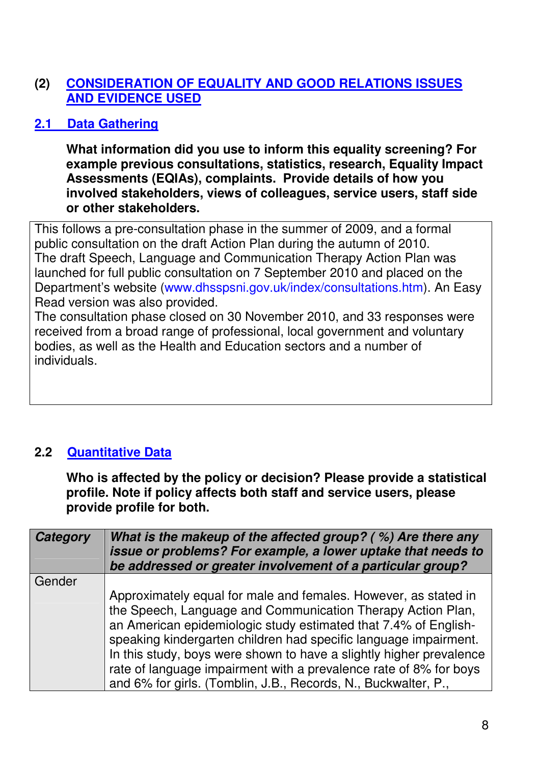## (2) CONSIDERATION OF EQUALITY AND GOOD RELATIONS ISSUES AND EVIDENCE USED

### 2.1 Data Gathering

**What information did you use to inform this equality screening? For example previous consultations, statistics, research, Equality Impact Assessments (EQIAs), complaints. Provide details of how you involved stakeholders, views of colleagues, service users, staff side or other stakeholders.**

| |
|---|
| This follows a pre-consultation phase in the summer of 2009, and a formal public consultation on the draft Action Plan during the autumn of 2010.<br>The draft Speech, Language and Communication Therapy Action Plan was launched for full public consultation on 7 September 2010 and placed on the Department's website (www.dhsspsni.gov.uk/index/consultations.htm). An Easy Read version was also provided.<br>The consultation phase closed on 30 November 2010, and 33 responses were received from a broad range of professional, local government and voluntary bodies, as well as the Health and Education sectors and a number of individuals. |

### 2.2 Quantitative Data

**Who is affected by the policy or decision? Please provide a statistical profile. Note if policy affects both staff and service users, please provide profile for both.**

| ***Category*** | ***What is the makeup of the affected group? ( %) Are there any issue or problems? For example, a lower uptake that needs to be addressed or greater involvement of a particular group?*** |
|---|---|
| Gender | Approximately equal for male and females. However, as stated in the Speech, Language and Communication Therapy Action Plan, an American epidemiologic study estimated that 7.4% of English-speaking kindergarten children had specific language impairment. In this study, boys were shown to have a slightly higher prevalence rate of language impairment with a prevalence rate of 8% for boys and 6% for girls. (Tomblin, J.B., Records, N., Buckwalter, P., |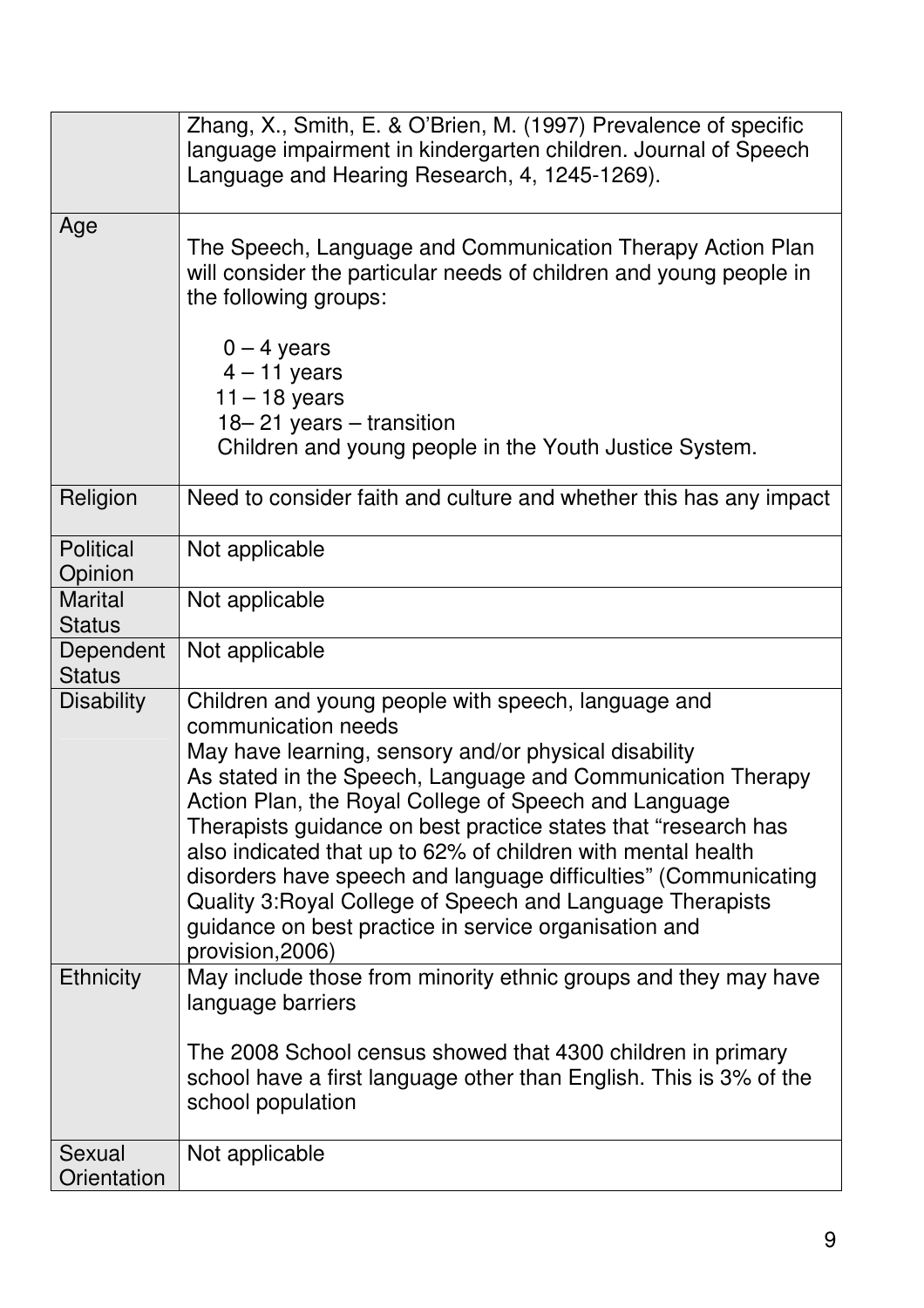| | |
|---|---|
| | Zhang, X., Smith, E. & O'Brien, M. (1997) Prevalence of specific language impairment in kindergarten children. Journal of Speech Language and Hearing Research, 4, 1245-1269). |
| Age | The Speech, Language and Communication Therapy Action Plan will consider the particular needs of children and young people in the following groups:<br><br>0 – 4 years<br>4 – 11 years<br>11 – 18 years<br>18– 21 years – transition<br>Children and young people in the Youth Justice System. |
| Religion | Need to consider faith and culture and whether this has any impact |
| Political Opinion | Not applicable |
| Marital Status | Not applicable |
| Dependent Status | Not applicable |
| Disability | Children and young people with speech, language and communication needs<br>May have learning, sensory and/or physical disability<br>As stated in the Speech, Language and Communication Therapy Action Plan, the Royal College of Speech and Language Therapists guidance on best practice states that "research has also indicated that up to 62% of children with mental health disorders have speech and language difficulties" (Communicating Quality 3:Royal College of Speech and Language Therapists guidance on best practice in service organisation and provision,2006) |
| Ethnicity | May include those from minority ethnic groups and they may have language barriers<br><br>The 2008 School census showed that 4300 children in primary school have a first language other than English. This is 3% of the school population |
| Sexual Orientation | Not applicable |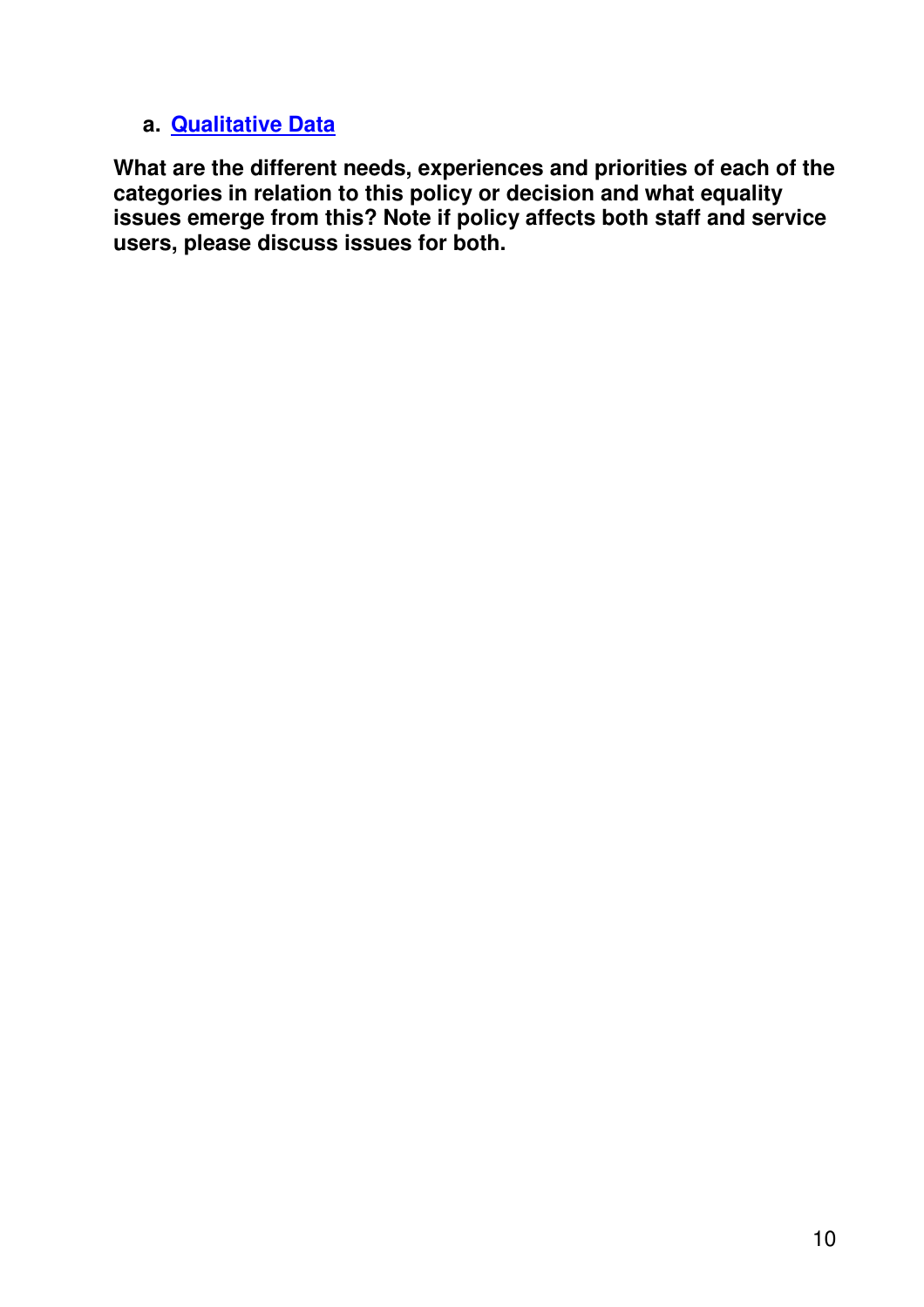a. **[Qualitative Data]**

**What are the different needs, experiences and priorities of each of the categories in relation to this policy or decision and what equality issues emerge from this? Note if policy affects both staff and service users, please discuss issues for both.**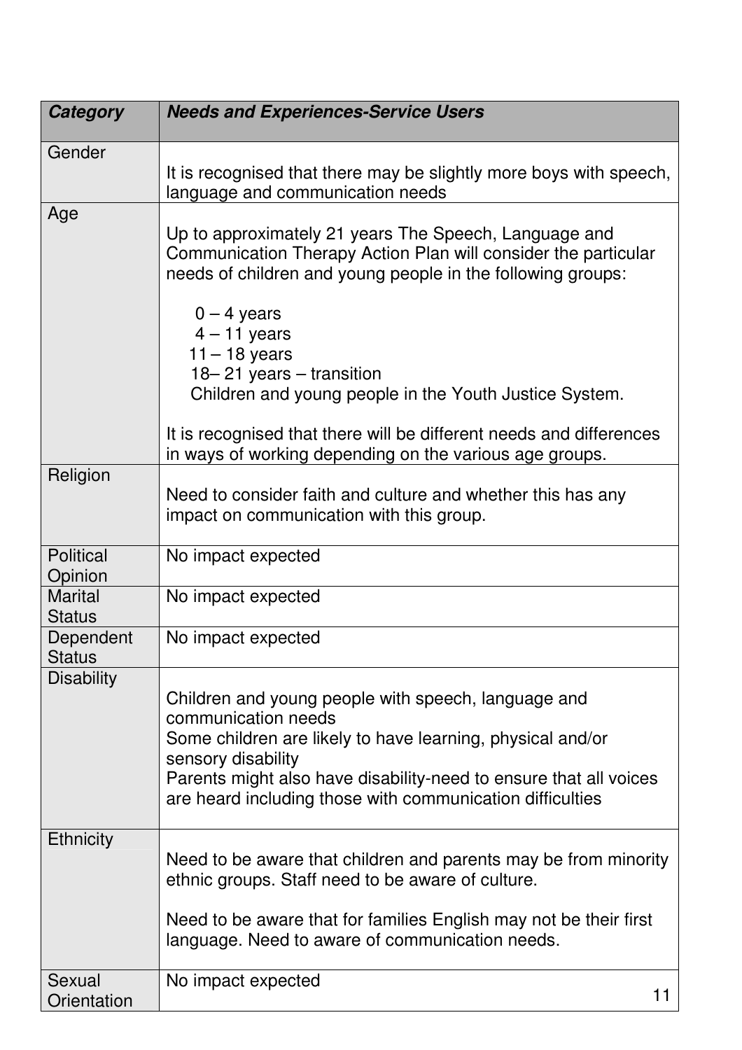| *Category* | *Needs and Experiences-Service Users* |
|---|---|
| Gender | It is recognised that there may be slightly more boys with speech, language and communication needs |
| Age | Up to approximately 21 years The Speech, Language and Communication Therapy Action Plan will consider the particular needs of children and young people in the following groups:<br><br>0 – 4 years<br>4 – 11 years<br>11 – 18 years<br>18– 21 years – transition<br>Children and young people in the Youth Justice System.<br><br>It is recognised that there will be different needs and differences in ways of working depending on the various age groups. |
| Religion | Need to consider faith and culture and whether this has any impact on communication with this group. |
| Political Opinion | No impact expected |
| Marital Status | No impact expected |
| Dependent Status | No impact expected |
| Disability | Children and young people with speech, language and communication needs<br>Some children are likely to have learning, physical and/or sensory disability<br>Parents might also have disability-need to ensure that all voices are heard including those with communication difficulties |
| Ethnicity | Need to be aware that children and parents may be from minority ethnic groups. Staff need to be aware of culture.<br><br>Need to be aware that for families English may not be their first language. Need to aware of communication needs. |
| Sexual Orientation | No impact expected |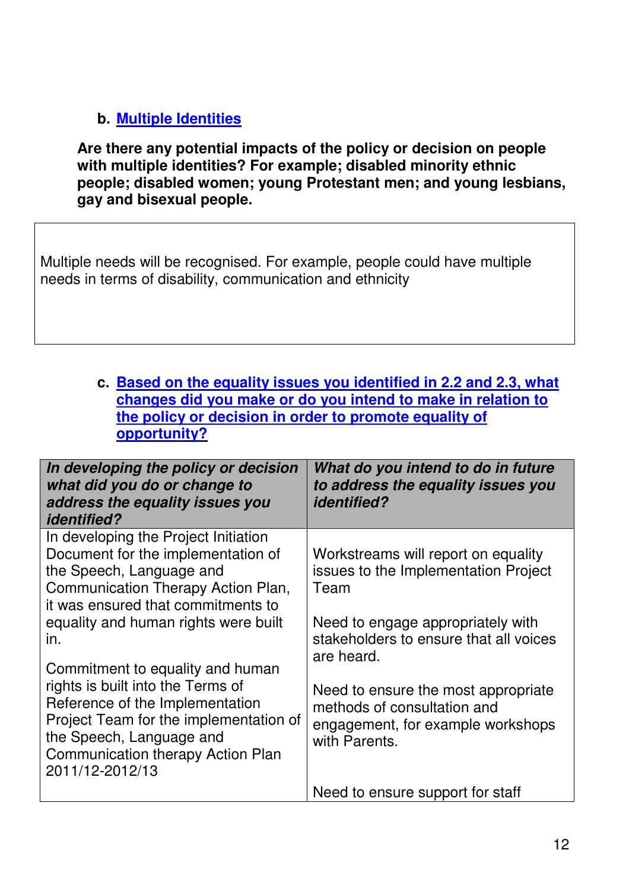**b. Multiple Identities**

**Are there any potential impacts of the policy or decision on people with multiple identities? For example; disabled minority ethnic people; disabled women; young Protestant men; and young lesbians, gay and bisexual people.**

| |
|---|
| Multiple needs will be recognised. For example, people could have multiple needs in terms of disability, communication and ethnicity |

**c. Based on the equality issues you identified in 2.2 and 2.3, what changes did you make or do you intend to make in relation to the policy or decision in order to promote equality of opportunity?**

| ***In developing the policy or decision what did you do or change to address the equality issues you identified?*** | ***What do you intend to do in future to address the equality issues you identified?*** |
|---|---|
| In developing the Project Initiation Document for the implementation of the Speech, Language and Communication Therapy Action Plan, it was ensured that commitments to equality and human rights were built in.<br><br>Commitment to equality and human rights is built into the Terms of Reference of the Implementation Project Team for the implementation of the Speech, Language and Communication therapy Action Plan 2011/12-2012/13 | Workstreams will report on equality issues to the Implementation Project Team<br><br>Need to engage appropriately with stakeholders to ensure that all voices are heard.<br><br>Need to ensure the most appropriate methods of consultation and engagement, for example workshops with Parents.<br><br>Need to ensure support for staff |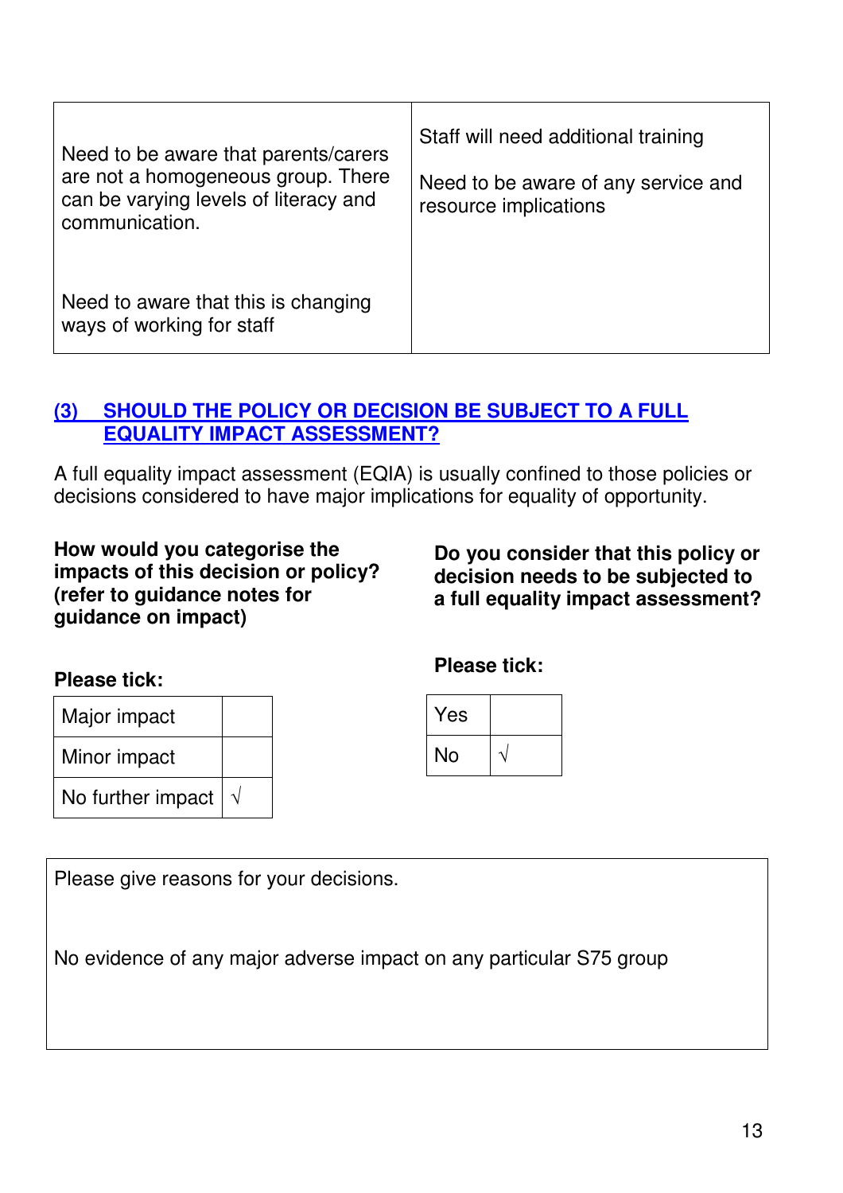| | |
|---|---|
| Need to be aware that parents/carers are not a homogeneous group. There can be varying levels of literacy and communication.<br><br>Need to aware that this is changing ways of working for staff | Staff will need additional training<br><br>Need to be aware of any service and resource implications |

## (3) SHOULD THE POLICY OR DECISION BE SUBJECT TO A FULL EQUALITY IMPACT ASSESSMENT?

A full equality impact assessment (EQIA) is usually confined to those policies or decisions considered to have major implications for equality of opportunity.

**How would you categorise the impacts of this decision or policy? (refer to guidance notes for guidance on impact)**

**Please tick:**

| | |
|---|---|
| Major impact | |
| Minor impact | |
| No further impact | √ |

**Do you consider that this policy or decision needs to be subjected to a full equality impact assessment?**

**Please tick:**

| | |
|---|---|
| Yes | |
| No | √ |

| |
|---|
| Please give reasons for your decisions.<br><br>No evidence of any major adverse impact on any particular S75 group |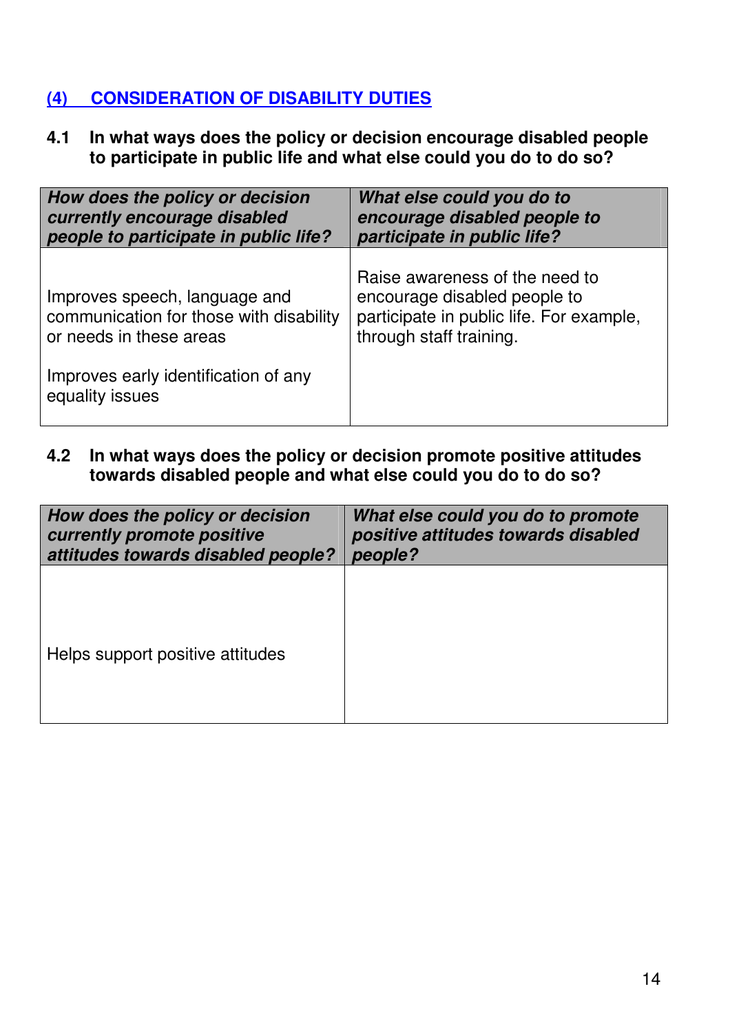## (4) CONSIDERATION OF DISABILITY DUTIES

### 4.1 In what ways does the policy or decision encourage disabled people to participate in public life and what else could you do to do so?

| *How does the policy or decision currently encourage disabled people to participate in public life?* | *What else could you do to encourage disabled people to participate in public life?* |
|---|---|
| Improves speech, language and communication for those with disability or needs in these areas<br><br>Improves early identification of any equality issues | Raise awareness of the need to encourage disabled people to participate in public life. For example, through staff training. |

### 4.2 In what ways does the policy or decision promote positive attitudes towards disabled people and what else could you do to do so?

| *How does the policy or decision currently promote positive attitudes towards disabled people?* | *What else could you do to promote positive attitudes towards disabled people?* |
|---|---|
| Helps support positive attitudes | |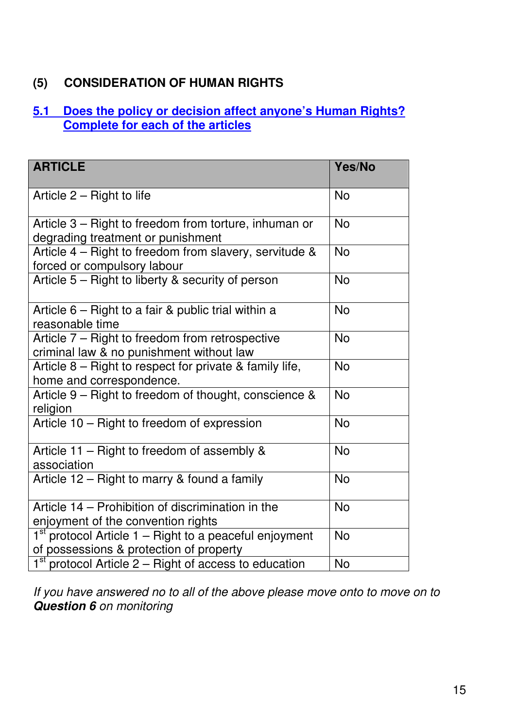## (5) CONSIDERATION OF HUMAN RIGHTS

### 5.1 Does the policy or decision affect anyone's Human Rights? Complete for each of the articles

| ARTICLE | Yes/No |
|---|---|
| Article 2 – Right to life | No |
| Article 3 – Right to freedom from torture, inhuman or degrading treatment or punishment | No |
| Article 4 – Right to freedom from slavery, servitude & forced or compulsory labour | No |
| Article 5 – Right to liberty & security of person | No |
| Article 6 – Right to a fair & public trial within a reasonable time | No |
| Article 7 – Right to freedom from retrospective criminal law & no punishment without law | No |
| Article 8 – Right to respect for private & family life, home and correspondence. | No |
| Article 9 – Right to freedom of thought, conscience & religion | No |
| Article 10 – Right to freedom of expression | No |
| Article 11 – Right to freedom of assembly & association | No |
| Article 12 – Right to marry & found a family | No |
| Article 14 – Prohibition of discrimination in the enjoyment of the convention rights | No |
| 1st protocol Article 1 – Right to a peaceful enjoyment of possessions & protection of property | No |
| 1st protocol Article 2 – Right of access to education | No |

*If you have answered no to all of the above please move onto to move on to **Question 6** on monitoring*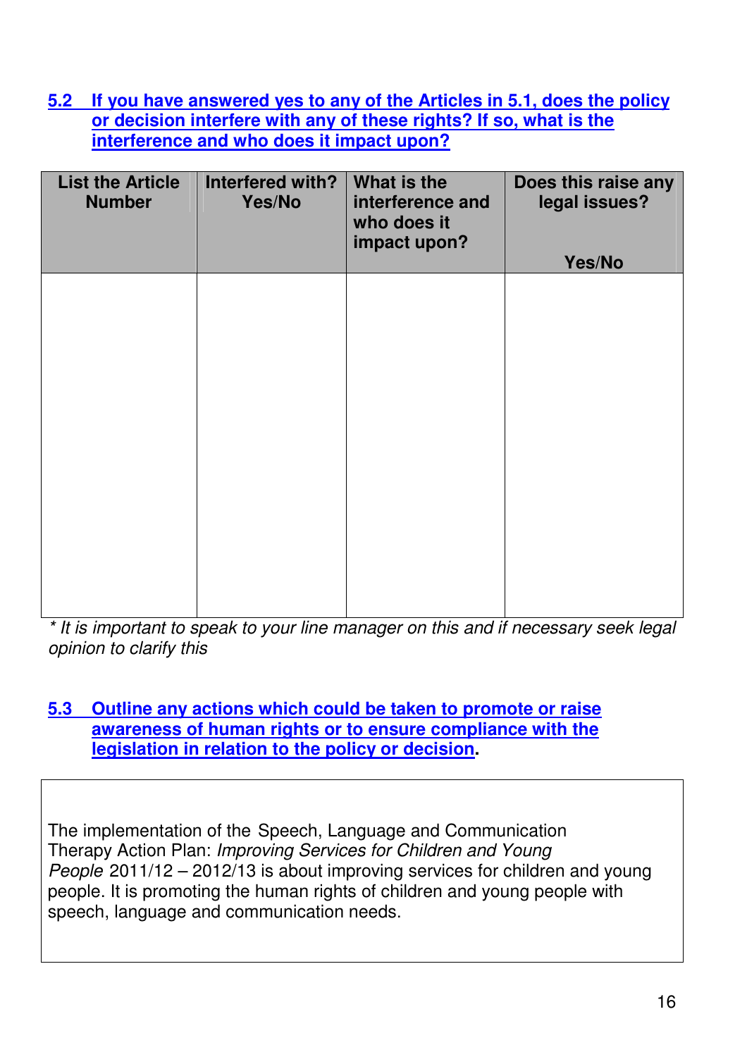### 5.2 If you have answered yes to any of the Articles in 5.1, does the policy or decision interfere with any of these rights? If so, what is the interference and who does it impact upon?

| List the Article Number | Interfered with? Yes/No | What is the interference and who does it impact upon? | Does this raise any legal issues? Yes/No |
|---|---|---|---|
| | | | |

*\* It is important to speak to your line manager on this and if necessary seek legal opinion to clarify this*

### 5.3 Outline any actions which could be taken to promote or raise awareness of human rights or to ensure compliance with the legislation in relation to the policy or decision.

The implementation of the Speech, Language and Communication Therapy Action Plan: *Improving Services for Children and Young People* 2011/12 – 2012/13 is about improving services for children and young people. It is promoting the human rights of children and young people with speech, language and communication needs.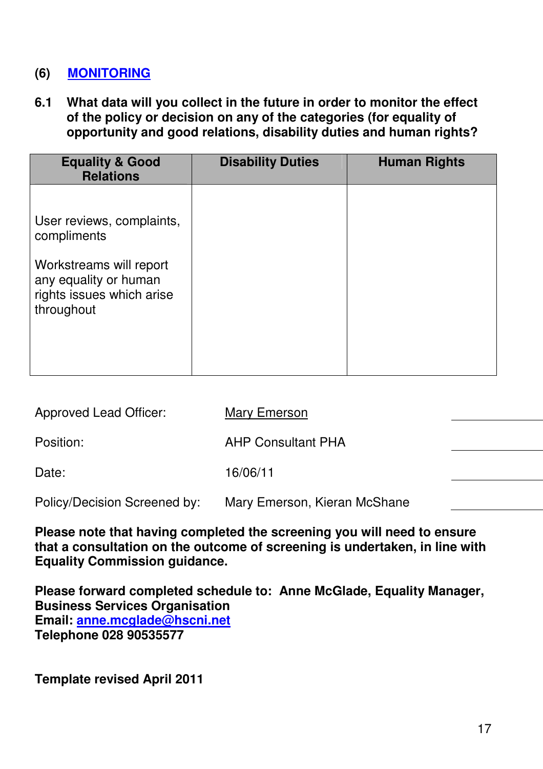## (6) MONITORING

**6.1 What data will you collect in the future in order to monitor the effect of the policy or decision on any of the categories (for equality of opportunity and good relations, disability duties and human rights?**

| Equality & Good Relations | Disability Duties | Human Rights |
|---|---|---|
| User reviews, complaints, compliments<br><br>Workstreams will report any equality or human rights issues which arise throughout | | |

Approved Lead Officer: Mary Emerson

Position: AHP Consultant PHA

Date: 16/06/11

Policy/Decision Screened by: Mary Emerson, Kieran McShane

**Please note that having completed the screening you will need to ensure that a consultation on the outcome of screening is undertaken, in line with Equality Commission guidance.**

**Please forward completed schedule to: Anne McGlade, Equality Manager, Business Services Organisation**
**Email: anne.mcglade@hscni.net**
**Telephone 028 90535577**

**Template revised April 2011**